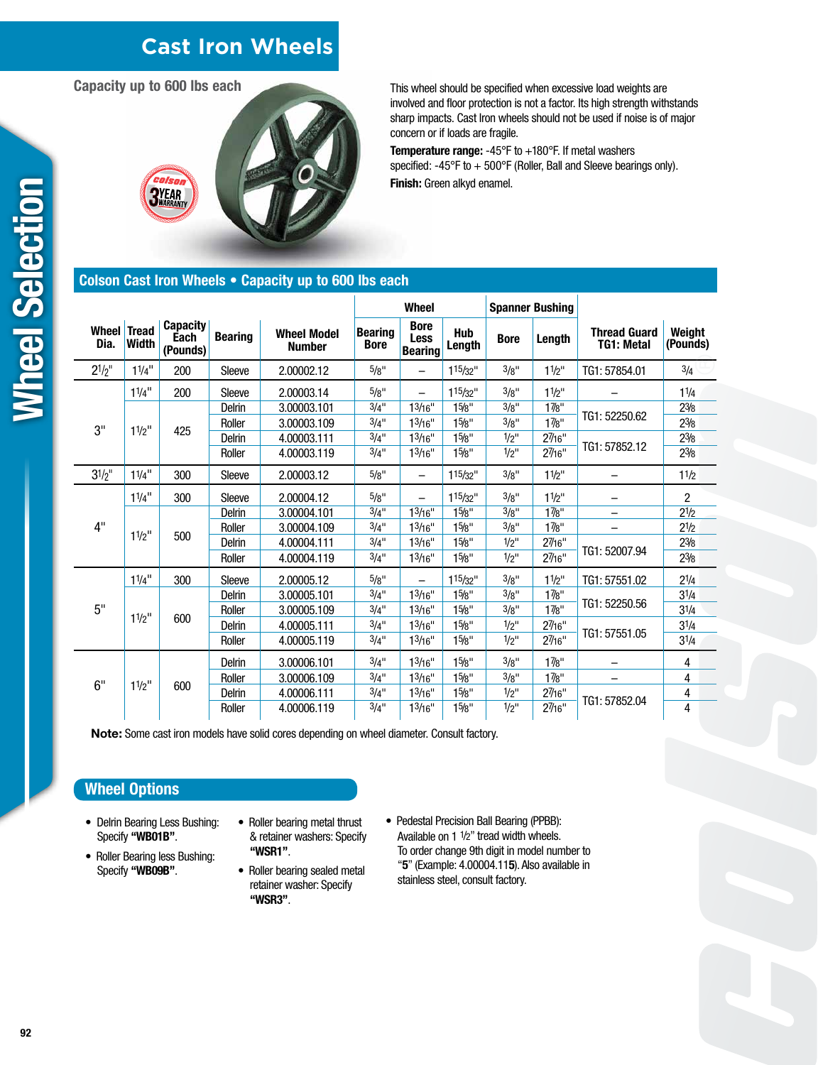# Cast Iron Wheels

**Capacity up to 600 lbs each**

This wheel should be specified when excessive load weights are involved and floor protection is not a factor. Its high strength withstands sharp impacts. Cast Iron wheels should not be used if noise is of major concern or if loads are fragile.

**Temperature range:** -45°F to +180°F. If metal washers specified: -45°F to + 500°F (Roller, Ball and Sleeve bearings only).

**Finish:** Green alkyd enamel.

## Colson Cast Iron Wheels • Capacity up to 600 lbs each

| Wheel Dia. | Tread Width | Capacity Each (Pounds) | Bearing | Wheel Model Number | Wheel | | | Spanner Bushing | | Thread Guard TG1: Metal | Weight (Pounds) |
|---|---|---|---|---|---|---|---|---|---|---|---|
| | | | | | Bearing Bore | Bore Less Bearing | Hub Length | Bore | Length | | |
| 2 1/2" | 1 1/4" | 200 | Sleeve | 2.00002.12 | 5/8" | – | 1 15/32" | 3/8" | 1 1/2" | TG1: 57854.01 | 3/4 |
| 3" | 1 1/4" | 200 | Sleeve | 2.00003.14 | 5/8" | – | 1 15/32" | 3/8" | 1 1/2" | – | 1 1/4 |
| | 1 1/2" | 425 | Delrin | 3.00003.101 | 3/4" | 1 3/16" | 1 5/8" | 3/8" | 1 7/8" | TG1: 52250.62 | 2 3/8 |
| | | | Roller | 3.00003.109 | 3/4" | 1 3/16" | 1 5/8" | 3/8" | 1 7/8" | | 2 3/8 |
| | | | Delrin | 4.00003.111 | 3/4" | 1 3/16" | 1 5/8" | 1/2" | 2 7/16" | TG1: 57852.12 | 2 3/8 |
| | | | Roller | 4.00003.119 | 3/4" | 1 3/16" | 1 5/8" | 1/2" | 2 7/16" | | 2 3/8 |
| 3 1/2" | 1 1/4" | 300 | Sleeve | 2.00003.12 | 5/8" | – | 1 15/32" | 3/8" | 1 1/2" | – | 1 1/2 |
| 4" | 1 1/4" | 300 | Sleeve | 2.00004.12 | 5/8" | – | 1 15/32" | 3/8" | 1 1/2" | – | 2 |
| | 1 1/2" | 500 | Delrin | 3.00004.101 | 3/4" | 1 3/16" | 1 5/8" | 3/8" | 1 7/8" | – | 2 1/2 |
| | | | Roller | 3.00004.109 | 3/4" | 1 3/16" | 1 5/8" | 3/8" | 1 7/8" | – | 2 1/2 |
| | | | Delrin | 4.00004.111 | 3/4" | 1 3/16" | 1 5/8" | 1/2" | 2 7/16" | TG1: 52007.94 | 2 3/8 |
| | | | Roller | 4.00004.119 | 3/4" | 1 3/16" | 1 5/8" | 1/2" | 2 7/16" | | 2 3/8 |
| 5" | 1 1/4" | 300 | Sleeve | 2.00005.12 | 5/8" | – | 1 15/32" | 3/8" | 1 1/2" | TG1: 57551.02 | 2 1/4 |
| | 1 1/2" | 600 | Delrin | 3.00005.101 | 3/4" | 1 3/16" | 1 5/8" | 3/8" | 1 7/8" | TG1: 52250.56 | 3 1/4 |
| | | | Roller | 3.00005.109 | 3/4" | 1 3/16" | 1 5/8" | 3/8" | 1 7/8" | | 3 1/4 |
| | | | Delrin | 4.00005.111 | 3/4" | 1 3/16" | 1 5/8" | 1/2" | 2 7/16" | TG1: 57551.05 | 3 1/4 |
| | | | Roller | 4.00005.119 | 3/4" | 1 3/16" | 1 5/8" | 1/2" | 2 7/16" | | 3 1/4 |
| 6" | 1 1/2" | 600 | Delrin | 3.00006.101 | 3/4" | 1 3/16" | 1 5/8" | 3/8" | 1 7/8" | – | 4 |
| | | | Roller | 3.00006.109 | 3/4" | 1 3/16" | 1 5/8" | 3/8" | 1 7/8" | – | 4 |
| | | | Delrin | 4.00006.111 | 3/4" | 1 3/16" | 1 5/8" | 1/2" | 2 7/16" | TG1: 57852.04 | 4 |
| | | | Roller | 4.00006.119 | 3/4" | 1 3/16" | 1 5/8" | 1/2" | 2 7/16" | | 4 |

**Note:** Some cast iron models have solid cores depending on wheel diameter. Consult factory.

## Wheel Options

- Delrin Bearing Less Bushing: Specify **"WB01B"**.
- Roller Bearing less Bushing: Specify **"WB09B"**.
- Roller bearing metal thrust & retainer washers: Specify **"WSR1"**.
- Roller bearing sealed metal retainer washer: Specify **"WSR3"**.
- Pedestal Precision Ball Bearing (PPBB): Available on 1 1/2" tread width wheels. To order change 9th digit in model number to "**5**" (Example: 4.00004.11**5**). Also available in stainless steel, consult factory.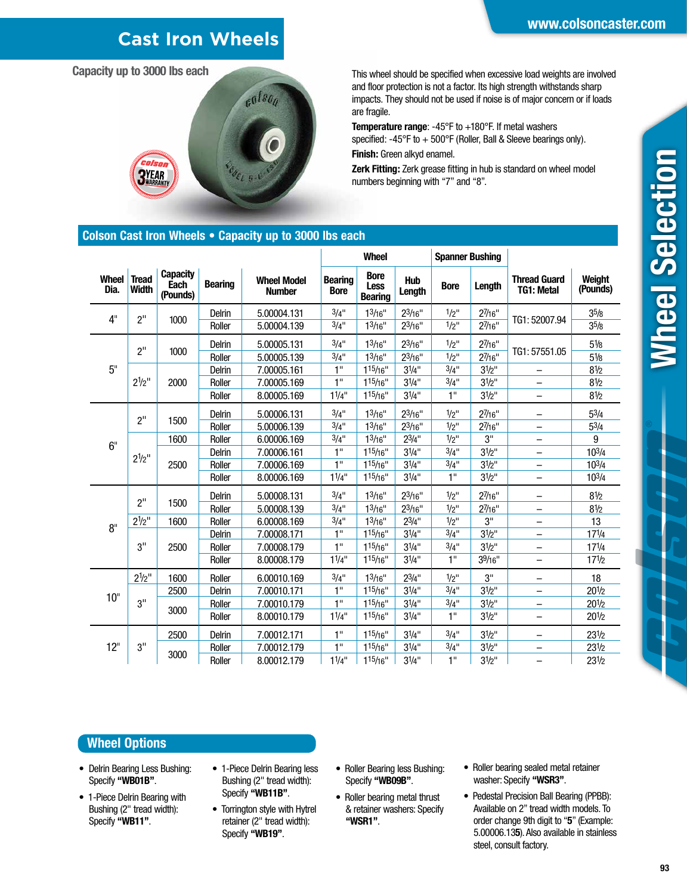# Cast Iron Wheels

Capacity up to 3000 lbs each

This wheel should be specified when excessive load weights are involved and floor protection is not a factor. Its high strength withstands sharp impacts. They should not be used if noise is of major concern or if loads are fragile.

**Temperature range**: -45°F to +180°F. If metal washers specified: -45°F to + 500°F (Roller, Ball & Sleeve bearings only).

**Finish:** Green alkyd enamel.

**Zerk Fitting:** Zerk grease fitting in hub is standard on wheel model numbers beginning with "7" and "8".

## Colson Cast Iron Wheels • Capacity up to 3000 lbs each

| Wheel Dia. | Tread Width | Capacity Each (Pounds) | Bearing | Wheel Model Number | Wheel | | | Spanner Bushing | | Thread Guard TG1: Metal | Weight (Pounds) |
|---|---|---|---|---|---|---|---|---|---|---|---|
| | | | | | Bearing Bore | Bore Less Bearing | Hub Length | Bore | Length | | |
| 4" | 2" | 1000 | Delrin | 5.00004.131 | 3/4" | 13/16" | 2 3/16" | 1/2" | 2 7/16" | TG1: 52007.94 | 3 5/8 |
| | | | Roller | 5.00004.139 | 3/4" | 13/16" | 2 3/16" | 1/2" | 2 7/16" | | 3 5/8 |
| 5" | 2" | 1000 | Delrin | 5.00005.131 | 3/4" | 13/16" | 2 3/16" | 1/2" | 2 7/16" | TG1: 57551.05 | 5 1/8 |
| | | | Roller | 5.00005.139 | 3/4" | 13/16" | 2 3/16" | 1/2" | 2 7/16" | | 5 1/8 |
| | 2 1/2" | 2000 | Delrin | 7.00005.161 | 1" | 1 15/16" | 3 1/4" | 3/4" | 3 1/2" | – | 8 1/2 |
| | | | Roller | 7.00005.169 | 1" | 1 15/16" | 3 1/4" | 3/4" | 3 1/2" | – | 8 1/2 |
| | | | Roller | 8.00005.169 | 1 1/4" | 1 15/16" | 3 1/4" | 1" | 3 1/2" | – | 8 1/2 |
| 6" | 2" | 1500 | Delrin | 5.00006.131 | 3/4" | 13/16" | 2 3/16" | 1/2" | 2 7/16" | – | 5 3/4 |
| | | | Roller | 5.00006.139 | 3/4" | 13/16" | 2 3/16" | 1/2" | 2 7/16" | – | 5 3/4 |
| | 2 1/2" | 1600 | Roller | 6.00006.169 | 3/4" | 13/16" | 2 3/4" | 1/2" | 3" | – | 9 |
| | | 2500 | Delrin | 7.00006.161 | 1" | 1 15/16" | 3 1/4" | 3/4" | 3 1/2" | – | 10 3/4 |
| | | | Roller | 7.00006.169 | 1" | 1 15/16" | 3 1/4" | 3/4" | 3 1/2" | – | 10 3/4 |
| | | | Roller | 8.00006.169 | 1 1/4" | 1 15/16" | 3 1/4" | 1" | 3 1/2" | – | 10 3/4 |
| 8" | 2" | 1500 | Delrin | 5.00008.131 | 3/4" | 13/16" | 2 3/16" | 1/2" | 2 7/16" | – | 8 1/2 |
| | | | Roller | 5.00008.139 | 3/4" | 13/16" | 2 3/16" | 1/2" | 2 7/16" | – | 8 1/2 |
| | 2 1/2" | 1600 | Roller | 6.00008.169 | 3/4" | 13/16" | 2 3/4" | 1/2" | 3" | – | 13 |
| | 3" | 2500 | Delrin | 7.00008.171 | 1" | 1 15/16" | 3 1/4" | 3/4" | 3 1/2" | – | 17 1/4 |
| | | | Roller | 7.00008.179 | 1" | 1 15/16" | 3 1/4" | 3/4" | 3 1/2" | – | 17 1/4 |
| | | | Roller | 8.00008.179 | 1 1/4" | 1 15/16" | 3 1/4" | 1" | 3 9/16" | – | 17 1/2 |
| 10" | 2 1/2" | 1600 | Roller | 6.00010.169 | 3/4" | 13/16" | 2 3/4" | 1/2" | 3" | – | 18 |
| | 3" | 2500 | Delrin | 7.00010.171 | 1" | 1 15/16" | 3 1/4" | 3/4" | 3 1/2" | – | 20 1/2 |
| | | 3000 | Roller | 7.00010.179 | 1" | 1 15/16" | 3 1/4" | 3/4" | 3 1/2" | – | 20 1/2 |
| | | | Roller | 8.00010.179 | 1 1/4" | 1 15/16" | 3 1/4" | 1" | 3 1/2" | – | 20 1/2 |
| 12" | 3" | 2500 | Delrin | 7.00012.171 | 1" | 1 15/16" | 3 1/4" | 3/4" | 3 1/2" | – | 23 1/2 |
| | | 3000 | Roller | 7.00012.179 | 1" | 1 15/16" | 3 1/4" | 3/4" | 3 1/2" | – | 23 1/2 |
| | | | Roller | 8.00012.179 | 1 1/4" | 1 15/16" | 3 1/4" | 1" | 3 1/2" | – | 23 1/2 |

## Wheel Options

- Delrin Bearing Less Bushing: Specify **"WB01B"**.
- 1-Piece Delrin Bearing with Bushing (2" tread width): Specify **"WB11"**.
- 1-Piece Delrin Bearing less Bushing (2" tread width): Specify **"WB11B"**.
- Torrington style with Hytrel retainer (2" tread width): Specify **"WB19"**.
- Roller Bearing less Bushing: Specify **"WB09B"**.
- Roller bearing metal thrust & retainer washers: Specify **"WSR1"**.
- Roller bearing sealed metal retainer washer: Specify **"WSR3"**.
- Pedestal Precision Ball Bearing (PPBB): Available on 2" tread width models. To order change 9th digit to "**5**" (Example: 5.00006.13**5**). Also available in stainless steel, consult factory.